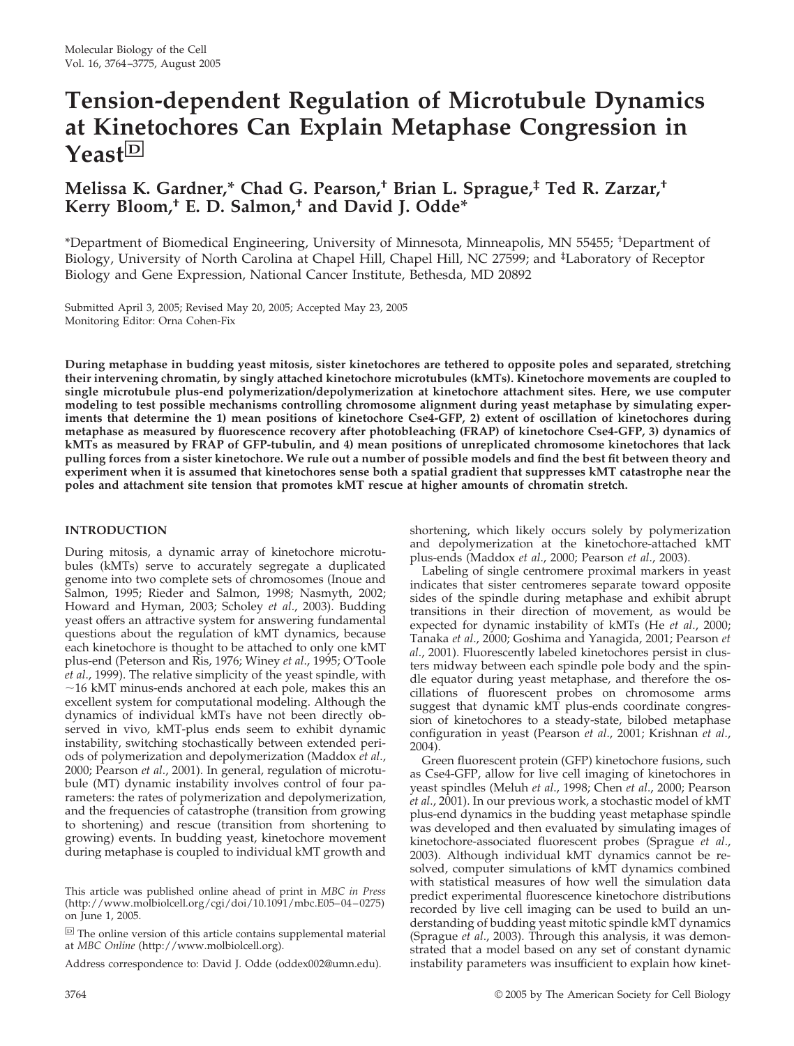# Tension-dependent Regulation of Microtubule Dynamics at Kinetochores Can Explain Metaphase Congression in Yeast[D]

**Melissa K. Gardner,* Chad G. Pearson,† Brian L. Sprague,‡ Ted R. Zarzar,† Kerry Bloom,† E. D. Salmon,† and David J. Odde***

*Department of Biomedical Engineering, University of Minnesota, Minneapolis, MN 55455; †Department of Biology, University of North Carolina at Chapel Hill, Chapel Hill, NC 27599; and ‡Laboratory of Receptor Biology and Gene Expression, National Cancer Institute, Bethesda, MD 20892

Submitted April 3, 2005; Revised May 20, 2005; Accepted May 23, 2005
Monitoring Editor: Orna Cohen-Fix

**During metaphase in budding yeast mitosis, sister kinetochores are tethered to opposite poles and separated, stretching their intervening chromatin, by singly attached kinetochore microtubules (kMTs). Kinetochore movements are coupled to single microtubule plus-end polymerization/depolymerization at kinetochore attachment sites. Here, we use computer modeling to test possible mechanisms controlling chromosome alignment during yeast metaphase by simulating experiments that determine the 1) mean positions of kinetochore Cse4-GFP, 2) extent of oscillation of kinetochores during metaphase as measured by fluorescence recovery after photobleaching (FRAP) of kinetochore Cse4-GFP, 3) dynamics of kMTs as measured by FRAP of GFP-tubulin, and 4) mean positions of unreplicated chromosome kinetochores that lack pulling forces from a sister kinetochore. We rule out a number of possible models and find the best fit between theory and experiment when it is assumed that kinetochores sense both a spatial gradient that suppresses kMT catastrophe near the poles and attachment site tension that promotes kMT rescue at higher amounts of chromatin stretch.**

## INTRODUCTION

During mitosis, a dynamic array of kinetochore microtubules (kMTs) serve to accurately segregate a duplicated genome into two complete sets of chromosomes (Inoue and Salmon, 1995; Rieder and Salmon, 1998; Nasmyth, 2002; Howard and Hyman, 2003; Scholey *et al*., 2003). Budding yeast offers an attractive system for answering fundamental questions about the regulation of kMT dynamics, because each kinetochore is thought to be attached to only one kMT plus-end (Peterson and Ris, 1976; Winey *et al*., 1995; O'Toole *et al*., 1999). The relative simplicity of the yeast spindle, with ~16 kMT minus-ends anchored at each pole, makes this an excellent system for computational modeling. Although the dynamics of individual kMTs have not been directly observed in vivo, kMT-plus ends seem to exhibit dynamic instability, switching stochastically between extended periods of polymerization and depolymerization (Maddox *et al*., 2000; Pearson *et al*., 2001). In general, regulation of microtubule (MT) dynamic instability involves control of four parameters: the rates of polymerization and depolymerization, and the frequencies of catastrophe (transition from growing to shortening) and rescue (transition from shortening to growing) events. In budding yeast, kinetochore movement during metaphase is coupled to individual kMT growth and shortening, which likely occurs solely by polymerization and depolymerization at the kinetochore-attached kMT plus-ends (Maddox *et al*., 2000; Pearson *et al*., 2003).

Labeling of single centromere proximal markers in yeast indicates that sister centromeres separate toward opposite sides of the spindle during metaphase and exhibit abrupt transitions in their direction of movement, as would be expected for dynamic instability of kMTs (He *et al*., 2000; Tanaka *et al*., 2000; Goshima and Yanagida, 2001; Pearson *et al*., 2001). Fluorescently labeled kinetochores persist in clusters midway between each spindle pole body and the spindle equator during yeast metaphase, and therefore the oscillations of fluorescent probes on chromosome arms suggest that dynamic kMT plus-ends coordinate congression of kinetochores to a steady-state, bilobed metaphase configuration in yeast (Pearson *et al*., 2001; Krishnan *et al*., 2004).

Green fluorescent protein (GFP) kinetochore fusions, such as Cse4-GFP, allow for live cell imaging of kinetochores in yeast spindles (Meluh *et al*., 1998; Chen *et al*., 2000; Pearson *et al*., 2001). In our previous work, a stochastic model of kMT plus-end dynamics in the budding yeast metaphase spindle was developed and then evaluated by simulating images of kinetochore-associated fluorescent probes (Sprague *et al*., 2003). Although individual kMT dynamics cannot be resolved, computer simulations of kMT dynamics combined with statistical measures of how well the simulation data predict experimental fluorescence kinetochore distributions recorded by live cell imaging can be used to build an understanding of budding yeast mitotic spindle kMT dynamics (Sprague *et al*., 2003). Through this analysis, it was demonstrated that a model based on any set of constant dynamic instability parameters was insufficient to explain how kinet-

This article was published online ahead of print in *MBC in Press* (http://www.molbiolcell.org/cgi/doi/10.1091/mbc.E05–04–0275) on June 1, 2005.

[D] The online version of this article contains supplemental material at *MBC Online* (http://www.molbiolcell.org).

Address correspondence to: David J. Odde (oddex002@umn.edu).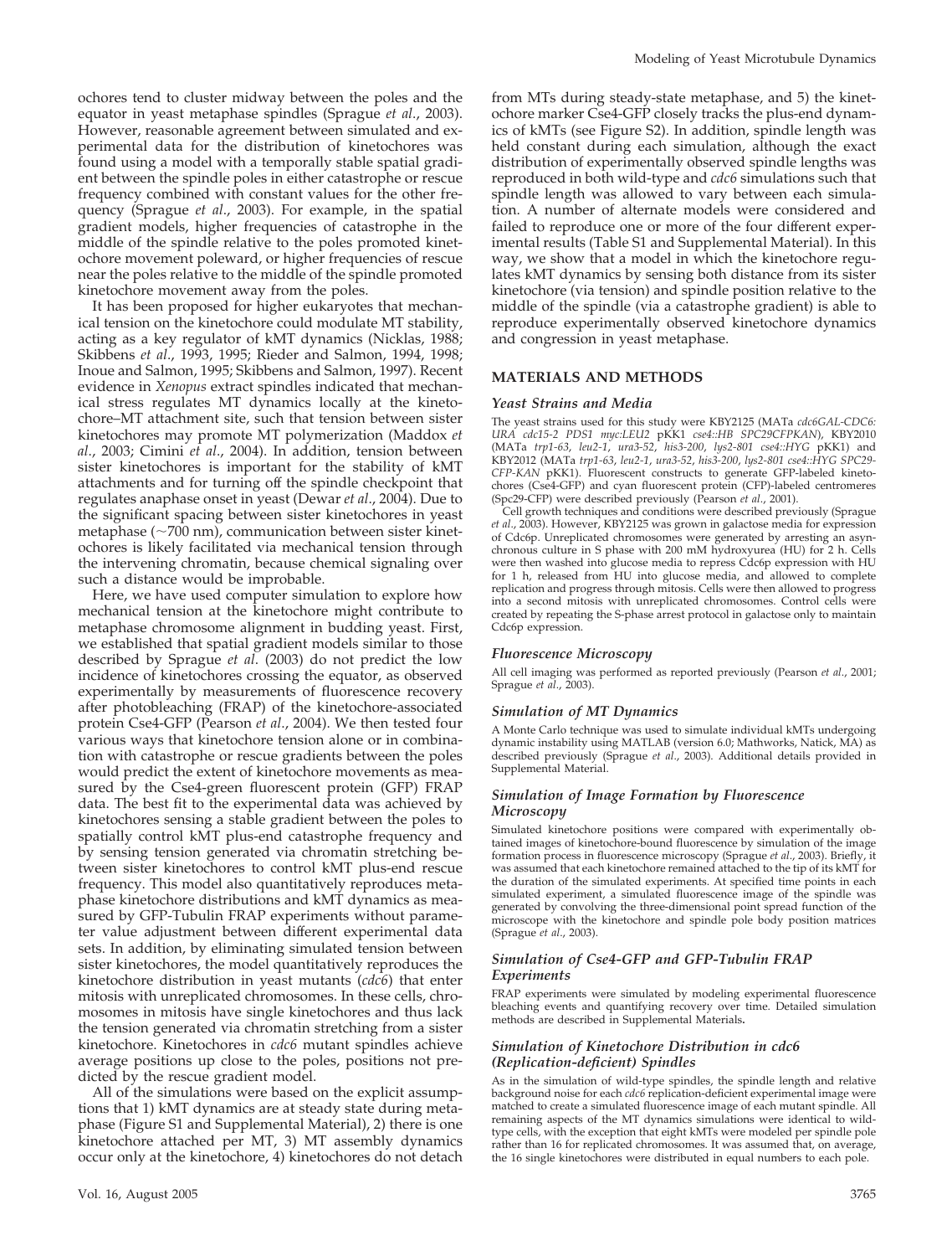ochores tend to cluster midway between the poles and the equator in yeast metaphase spindles (Sprague *et al.*, 2003). However, reasonable agreement between simulated and experimental data for the distribution of kinetochores was found using a model with a temporally stable spatial gradient between the spindle poles in either catastrophe or rescue frequency combined with constant values for the other frequency (Sprague *et al.*, 2003). For example, in the spatial gradient models, higher frequencies of catastrophe in the middle of the spindle relative to the poles promoted kinetochore movement poleward, or higher frequencies of rescue near the poles relative to the middle of the spindle promoted kinetochore movement away from the poles.

It has been proposed for higher eukaryotes that mechanical tension on the kinetochore could modulate MT stability, acting as a key regulator of kMT dynamics (Nicklas, 1988; Skibbens *et al.*, 1993, 1995; Rieder and Salmon, 1994, 1998; Inoue and Salmon, 1995; Skibbens and Salmon, 1997). Recent evidence in *Xenopus* extract spindles indicated that mechanical stress regulates MT dynamics locally at the kinetochore–MT attachment site, such that tension between sister kinetochores may promote MT polymerization (Maddox *et al.*, 2003; Cimini *et al.*, 2004). In addition, tension between sister kinetochores is important for the stability of kMT attachments and for turning off the spindle checkpoint that regulates anaphase onset in yeast (Dewar *et al.*, 2004). Due to the significant spacing between sister kinetochores in yeast metaphase (~700 nm), communication between sister kinetochores is likely facilitated via mechanical tension through the intervening chromatin, because chemical signaling over such a distance would be improbable.

Here, we have used computer simulation to explore how mechanical tension at the kinetochore might contribute to metaphase chromosome alignment in budding yeast. First, we established that spatial gradient models similar to those described by Sprague *et al.* (2003) do not predict the low incidence of kinetochores crossing the equator, as observed experimentally by measurements of fluorescence recovery after photobleaching (FRAP) of the kinetochore-associated protein Cse4-GFP (Pearson *et al.*, 2004). We then tested four various ways that kinetochore tension alone or in combination with catastrophe or rescue gradients between the poles would predict the extent of kinetochore movements as measured by the Cse4-green fluorescent protein (GFP) FRAP data. The best fit to the experimental data was achieved by kinetochores sensing a stable gradient between the poles to spatially control kMT plus-end catastrophe frequency and by sensing tension generated via chromatin stretching between sister kinetochores to control kMT plus-end rescue frequency. This model also quantitatively reproduces metaphase kinetochore distributions and kMT dynamics as measured by GFP-Tubulin FRAP experiments without parameter value adjustment between different experimental data sets. In addition, by eliminating simulated tension between sister kinetochores, the model quantitatively reproduces the kinetochore distribution in yeast mutants (*cdc6*) that enter mitosis with unreplicated chromosomes. In these cells, chromosomes in mitosis have single kinetochores and thus lack the tension generated via chromatin stretching from a sister kinetochore. Kinetochores in *cdc6* mutant spindles achieve average positions up close to the poles, positions not predicted by the rescue gradient model.

All of the simulations were based on the explicit assumptions that 1) kMT dynamics are at steady state during metaphase (Figure S1 and Supplemental Material), 2) there is one kinetochore attached per MT, 3) MT assembly dynamics occur only at the kinetochore, 4) kinetochores do not detach from MTs during steady-state metaphase, and 5) the kinetochore marker Cse4-GFP closely tracks the plus-end dynamics of kMTs (see Figure S2). In addition, spindle length was held constant during each simulation, although the exact distribution of experimentally observed spindle lengths was reproduced in both wild-type and *cdc6* simulations such that spindle length was allowed to vary between each simulation. A number of alternate models were considered and failed to reproduce one or more of the four different experimental results (Table S1 and Supplemental Material). In this way, we show that a model in which the kinetochore regulates kMT dynamics by sensing both distance from its sister kinetochore (via tension) and spindle position relative to the middle of the spindle (via a catastrophe gradient) is able to reproduce experimentally observed kinetochore dynamics and congression in yeast metaphase.

## MATERIALS AND METHODS

### Yeast Strains and Media

The yeast strains used for this study were KBY2125 (MATa *cdc6GAL-CDC6: URA cdc15-2 PDS1 myc:LEU2* pKK1 *cse4::HB SPC29CFPKAN*), KBY2010 (MATa *trp1-63, leu2-1, ura3-52, his3-200, lys2-801 cse4::HYG* pKK1) and KBY2012 (MATa *trp1-63, leu2-1, ura3-52, his3-200, lys2-801 cse4::HYG SPC29-CFP-KAN* pKK1). Fluorescent constructs to generate GFP-labeled kinetochores (Cse4-GFP) and cyan fluorescent protein (CFP)-labeled centromeres (Spc29-CFP) were described previously (Pearson *et al.*, 2001).

Cell growth techniques and conditions were described previously (Sprague *et al.*, 2003). However, KBY2125 was grown in galactose media for expression of Cdc6p. Unreplicated chromosomes were generated by arresting an asynchronous culture in S phase with 200 mM hydroxyurea (HU) for 2 h. Cells were then washed into glucose media to repress Cdc6p expression with HU for 1 h, released from HU into glucose media, and allowed to complete replication and progress through mitosis. Cells were then allowed to progress into a second mitosis with unreplicated chromosomes. Control cells were created by repeating the S-phase arrest protocol in galactose only to maintain Cdc6p expression.

### Fluorescence Microscopy

All cell imaging was performed as reported previously (Pearson *et al.*, 2001; Sprague *et al.*, 2003).

### Simulation of MT Dynamics

A Monte Carlo technique was used to simulate individual kMTs undergoing dynamic instability using MATLAB (version 6.0; Mathworks, Natick, MA) as described previously (Sprague *et al.*, 2003). Additional details provided in Supplemental Material.

### Simulation of Image Formation by Fluorescence Microscopy

Simulated kinetochore positions were compared with experimentally obtained images of kinetochore-bound fluorescence by simulation of the image formation process in fluorescence microscopy (Sprague *et al.*, 2003). Briefly, it was assumed that each kinetochore remained attached to the tip of its kMT for the duration of the simulated experiments. At specified time points in each simulated experiment, a simulated fluorescence image of the spindle was generated by convolving the three-dimensional point spread function of the microscope with the kinetochore and spindle pole body position matrices (Sprague *et al.*, 2003).

### Simulation of Cse4-GFP and GFP-Tubulin FRAP Experiments

FRAP experiments were simulated by modeling experimental fluorescence bleaching events and quantifying recovery over time. Detailed simulation methods are described in Supplemental Materials.

### Simulation of Kinetochore Distribution in cdc6 (Replication-deficient) Spindles

As in the simulation of wild-type spindles, the spindle length and relative background noise for each *cdc6* replication-deficient experimental image were matched to create a simulated fluorescence image of each mutant spindle. All remaining aspects of the MT dynamics simulations were identical to wild-type cells, with the exception that eight kMTs were modeled per spindle pole rather than 16 for replicated chromosomes. It was assumed that, on average, the 16 single kinetochores were distributed in equal numbers to each pole.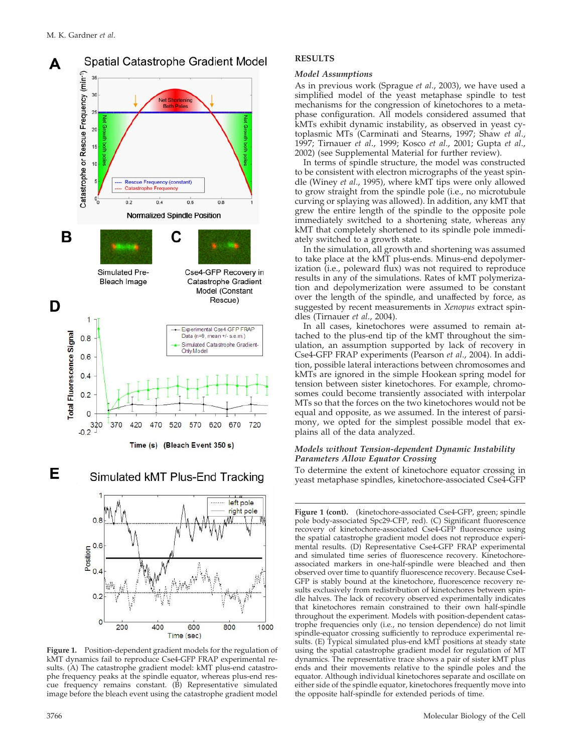Figure 1. Position-dependent gradient models for the regulation of kMT dynamics fail to reproduce Cse4-GFP FRAP experimental results. (A) The catastrophe gradient model: kMT plus-end catastrophe frequency peaks at the spindle equator, whereas plus-end rescue frequency remains constant. (B) Representative simulated image before the bleach event using the catastrophe gradient model (kinetochore-associated Cse4-GFP, green; spindle pole body-associated Spc29-CFP, red). (C) Significant fluorescence recovery of kinetochore-associated Cse4-GFP fluorescence using the spatial catastrophe gradient model does not reproduce experimental results. (D) Representative Cse4-GFP FRAP experimental and simulated time series of fluorescence recovery. Kinetochore-associated markers in one-half-spindle were bleached and then observed over time to quantify fluorescence recovery. Because Cse4-GFP is stably bound at the kinetochore, fluorescence recovery results exclusively from redistribution of kinetochores between spindle halves. The lack of recovery observed experimentally indicates that kinetochores remain constrained to their own half-spindle throughout the experiment. Models with position-dependent catastrophe frequencies only (i.e., no tension dependence) do not limit spindle-equator crossing sufficiently to reproduce experimental results. (E) Typical simulated plus-end kMT positions at steady state using the spatial catastrophe gradient model for regulation of MT dynamics. The representative trace shows a pair of sister kMT plus ends and their movements relative to the spindle poles and the equator. Although individual kinetochores separate and oscillate on either side of the spindle equator, kinetochores frequently move into the opposite half-spindle for extended periods of time.

## RESULTS

### Model Assumptions

As in previous work (Sprague *et al.*, 2003), we have used a simplified model of the yeast metaphase spindle to test mechanisms for the congression of kinetochores to a metaphase configuration. All models considered assumed that kMTs exhibit dynamic instability, as observed in yeast cytoplasmic MTs (Carminati and Stearns, 1997; Shaw *et al.*, 1997; Tirnauer *et al.*, 1999; Kosco *et al.*, 2001; Gupta *et al.*, 2002) (see Supplemental Material for further review).

In terms of spindle structure, the model was constructed to be consistent with electron micrographs of the yeast spindle (Winey *et al.*, 1995), where kMT tips were only allowed to grow straight from the spindle pole (i.e., no microtubule curving or splaying was allowed). In addition, any kMT that grew the entire length of the spindle to the opposite pole immediately switched to a shortening state, whereas any kMT that completely shortened to its spindle pole immediately switched to a growth state.

In the simulation, all growth and shortening was assumed to take place at the kMT plus-ends. Minus-end depolymerization (i.e., poleward flux) was not required to reproduce results in any of the simulations. Rates of kMT polymerization and depolymerization were assumed to be constant over the length of the spindle, and unaffected by force, as suggested by recent measurements in *Xenopus* extract spindles (Tirnauer *et al.*, 2004).

In all cases, kinetochores were assumed to remain attached to the plus-end tip of the kMT throughout the simulation, an assumption supported by lack of recovery in Cse4-GFP FRAP experiments (Pearson *et al.*, 2004). In addition, possible lateral interactions between chromosomes and kMTs are ignored in the simple Hookean spring model for tension between sister kinetochores. For example, chromosomes could become transiently associated with interpolar MTs so that the forces on the two kinetochores would not be equal and opposite, as we assumed. In the interest of parsimony, we opted for the simplest possible model that explains all of the data analyzed.

### Models without Tension-dependent Dynamic Instability Parameters Allow Equator Crossing

To determine the extent of kinetochore equator crossing in yeast metaphase spindles, kinetochore-associated Cse4-GFP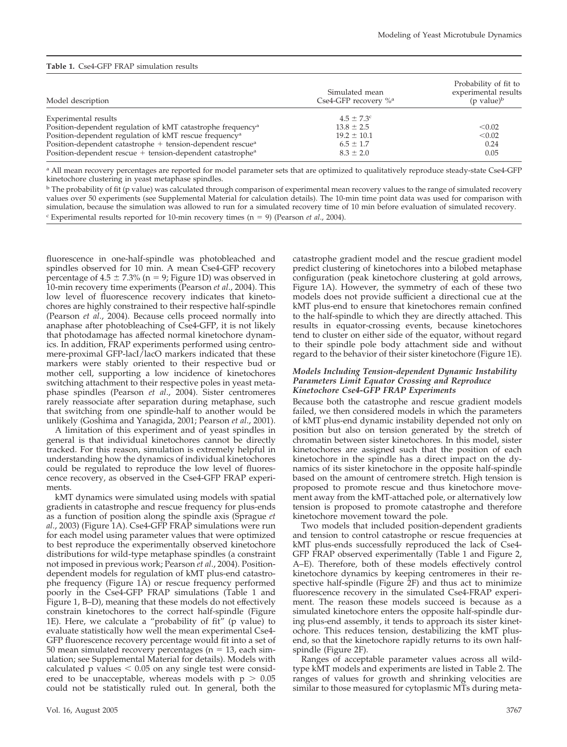**Table 1.** Cse4-GFP FRAP simulation results

| Model description | Simulated mean Cse4-GFP recovery %[a] | Probability of fit to experimental results (p value)[b] |
|---|---|---|
| Experimental results | $4.5 \pm 7.3$[c] | |
| Position-dependent regulation of kMT catastrophe frequency[a] | $13.8 \pm 2.5$ | $<0.02$ |
| Position-dependent regulation of kMT rescue frequency[a] | $19.2 \pm 10.1$ | $<0.02$ |
| Position-dependent catastrophe + tension-dependent rescue[a] | $6.5 \pm 1.7$ | 0.24 |
| Position-dependent rescue + tension-dependent catastrophe[a] | $8.3 \pm 2.0$ | 0.05 |

[a] All mean recovery percentages are reported for model parameter sets that are optimized to qualitatively reproduce steady-state Cse4-GFP kinetochore clustering in yeast metaphase spindles.

[b] The probability of fit (p value) was calculated through comparison of experimental mean recovery values to the range of simulated recovery values over 50 experiments (see Supplemental Material for calculation details). The 10-min time point data was used for comparison with simulation, because the simulation was allowed to run for a simulated recovery time of 10 min before evaluation of simulated recovery.

[c] Experimental results reported for 10-min recovery times ($n = 9$) (Pearson *et al.*, 2004).

fluorescence in one-half-spindle was photobleached and spindles observed for 10 min. A mean Cse4-GFP recovery percentage of $4.5 \pm 7.3\%$ ($n = 9$; Figure 1D) was observed in 10-min recovery time experiments (Pearson *et al.*, 2004). This low level of fluorescence recovery indicates that kinetochores are highly constrained to their respective half-spindle (Pearson *et al.*, 2004). Because cells proceed normally into anaphase after photobleaching of Cse4-GFP, it is not likely that photodamage has affected normal kinetochore dynamics. In addition, FRAP experiments performed using centromere-proximal GFP-lacI/lacO markers indicated that these markers were stably oriented to their respective bud or mother cell, supporting a low incidence of kinetochores switching attachment to their respective poles in yeast metaphase spindles (Pearson *et al.*, 2004). Sister centromeres rarely reassociate after separation during metaphase, such that switching from one spindle-half to another would be unlikely (Goshima and Yanagida, 2001; Pearson *et al.*, 2001).

A limitation of this experiment and of yeast spindles in general is that individual kinetochores cannot be directly tracked. For this reason, simulation is extremely helpful in understanding how the dynamics of individual kinetochores could be regulated to reproduce the low level of fluorescence recovery, as observed in the Cse4-GFP FRAP experiments.

kMT dynamics were simulated using models with spatial gradients in catastrophe and rescue frequency for plus-ends as a function of position along the spindle axis (Sprague *et al.*, 2003) (Figure 1A). Cse4-GFP FRAP simulations were run for each model using parameter values that were optimized to best reproduce the experimentally observed kinetochore distributions for wild-type metaphase spindles (a constraint not imposed in previous work; Pearson *et al.*, 2004). Position-dependent models for regulation of kMT plus-end catastrophe frequency (Figure 1A) or rescue frequency performed poorly in the Cse4-GFP FRAP simulations (Table 1 and Figure 1, B–D), meaning that these models do not effectively constrain kinetochores to the correct half-spindle (Figure 1E). Here, we calculate a "probability of fit" (p value) to evaluate statistically how well the mean experimental Cse4-GFP fluorescence recovery percentage would fit into a set of 50 mean simulated recovery percentages ($n = 13$, each simulation; see Supplemental Material for details). Models with calculated p values $< 0.05$ on any single test were considered to be unacceptable, whereas models with $p > 0.05$ could not be statistically ruled out. In general, both the catastrophe gradient model and the rescue gradient model predict clustering of kinetochores into a bilobed metaphase configuration (peak kinetochore clustering at gold arrows, Figure 1A). However, the symmetry of each of these two models does not provide sufficient a directional cue at the kMT plus-end to ensure that kinetochores remain confined to the half-spindle to which they are directly attached. This results in equator-crossing events, because kinetochores tend to cluster on either side of the equator, without regard to their spindle pole body attachment side and without regard to the behavior of their sister kinetochore (Figure 1E).

#### *Models Including Tension-dependent Dynamic Instability Parameters Limit Equator Crossing and Reproduce Kinetochore Cse4-GFP FRAP Experiments*

Because both the catastrophe and rescue gradient models failed, we then considered models in which the parameters of kMT plus-end dynamic instability depended not only on position but also on tension generated by the stretch of chromatin between sister kinetochores. In this model, sister kinetochores are assigned such that the position of each kinetochore in the spindle has a direct impact on the dynamics of its sister kinetochore in the opposite half-spindle based on the amount of centromere stretch. High tension is proposed to promote rescue and thus kinetochore movement away from the kMT-attached pole, or alternatively low tension is proposed to promote catastrophe and therefore kinetochore movement toward the pole.

Two models that included position-dependent gradients and tension to control catastrophe or rescue frequencies at kMT plus-ends successfully reproduced the lack of Cse4-GFP FRAP observed experimentally (Table 1 and Figure 2, A–E). Therefore, both of these models effectively control kinetochore dynamics by keeping centromeres in their respective half-spindle (Figure 2F) and thus act to minimize fluorescence recovery in the simulated Cse4-FRAP experiment. The reason these models succeed is because as a simulated kinetochore enters the opposite half-spindle during plus-end assembly, it tends to approach its sister kinetochore. This reduces tension, destabilizing the kMT plus-end, so that the kinetochore rapidly returns to its own half-spindle (Figure 2F).

Ranges of acceptable parameter values across all wild-type kMT models and experiments are listed in Table 2. The ranges of values for growth and shrinking velocities are similar to those measured for cytoplasmic MTs during meta-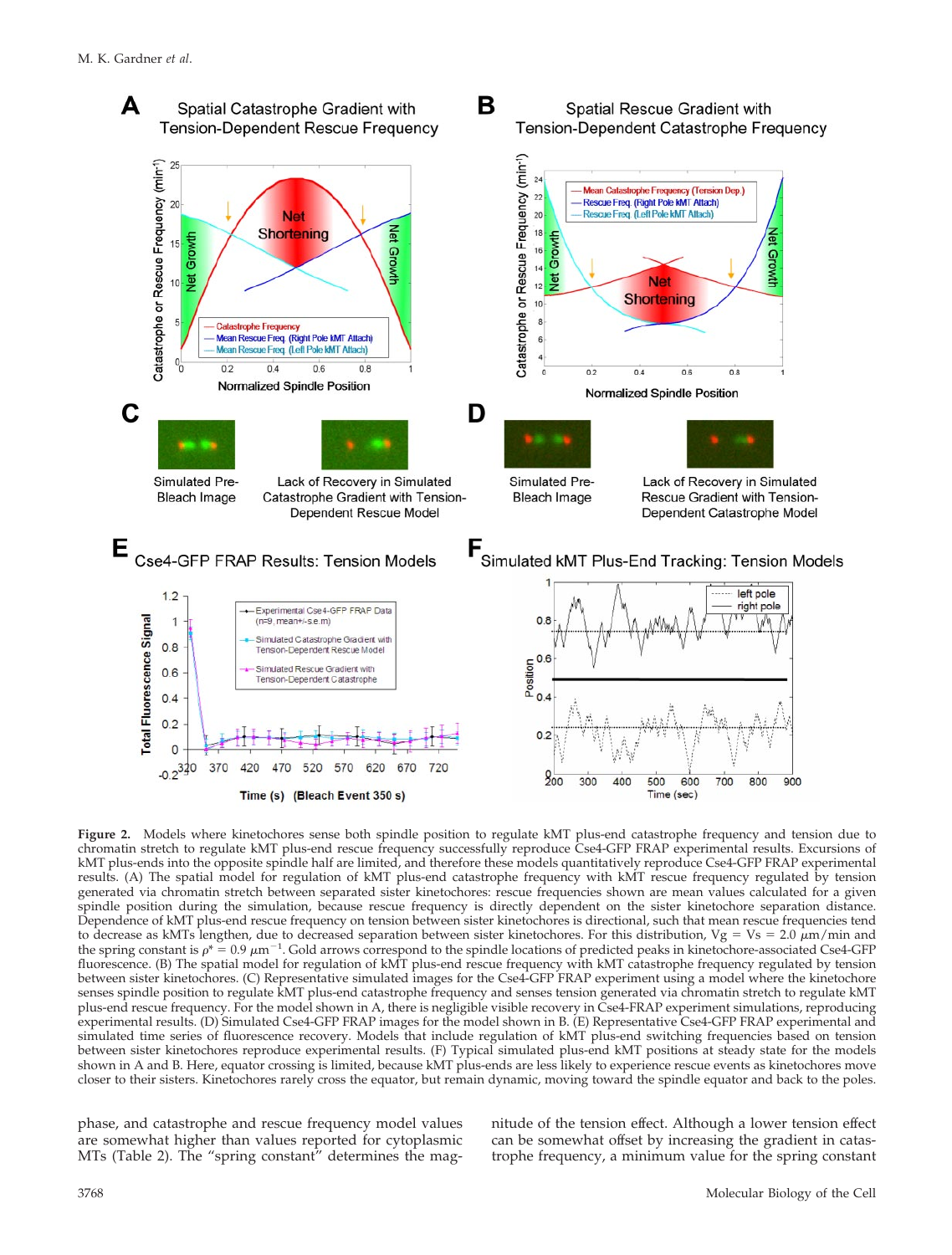**Figure 2.** Models where kinetochores sense both spindle position to regulate kMT plus-end catastrophe frequency and tension due to chromatin stretch to regulate kMT plus-end rescue frequency successfully reproduce Cse4-GFP FRAP experimental results. Excursions of kMT plus-ends into the opposite spindle half are limited, and therefore these models quantitatively reproduce Cse4-GFP FRAP experimental results. (A) The spatial model for regulation of kMT plus-end catastrophe frequency with kMT rescue frequency regulated by tension generated via chromatin stretch between separated sister kinetochores: rescue frequencies shown are mean values calculated for a given spindle position during the simulation, because rescue frequency is directly dependent on the sister kinetochore separation distance. Dependence of kMT plus-end rescue frequency on tension between sister kinetochores is directional, such that mean rescue frequencies tend to decrease as kMTs lengthen, due to decreased separation between sister kinetochores. For this distribution, Vg = Vs = 2.0 $\mu$m/min and the spring constant is $\rho^* = 0.9\ \mu\text{m}^{-1}$. Gold arrows correspond to the spindle locations of predicted peaks in kinetochore-associated Cse4-GFP fluorescence. (B) The spatial model for regulation of kMT plus-end rescue frequency with kMT catastrophe frequency regulated by tension between sister kinetochores. (C) Representative simulated images for the Cse4-GFP FRAP experiment using a model where the kinetochore senses spindle position to regulate kMT plus-end catastrophe frequency and senses tension generated via chromatin stretch to regulate kMT plus-end rescue frequency. For the model shown in A, there is negligible visible recovery in Cse4-FRAP experiment simulations, reproducing experimental results. (D) Simulated Cse4-GFP FRAP images for the model shown in B. (E) Representative Cse4-GFP FRAP experimental and simulated time series of fluorescence recovery. Models that include regulation of kMT plus-end switching frequencies based on tension between sister kinetochores reproduce experimental results. (F) Typical simulated plus-end kMT positions at steady state for the models shown in A and B. Here, equator crossing is limited, because kMT plus-ends are less likely to experience rescue events as kinetochores move closer to their sisters. Kinetochores rarely cross the equator, but remain dynamic, moving toward the spindle equator and back to the poles.

phase, and catastrophe and rescue frequency model values are somewhat higher than values reported for cytoplasmic MTs (Table 2). The "spring constant" determines the magnitude of the tension effect. Although a lower tension effect can be somewhat offset by increasing the gradient in catastrophe frequency, a minimum value for the spring constant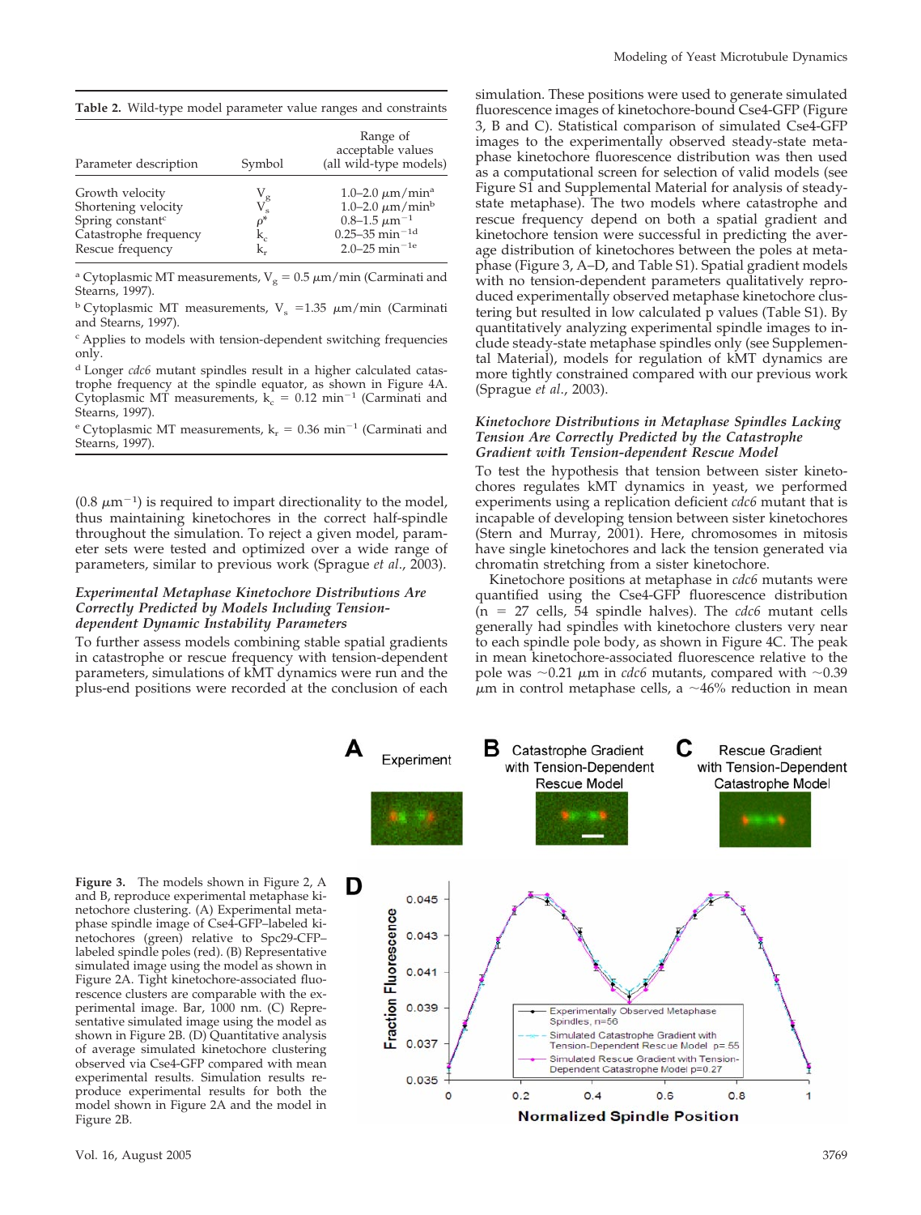**Table 2.** Wild-type model parameter value ranges and constraints

| Parameter description | Symbol | Range of acceptable values (all wild-type models) |
|---|---|---|
| Growth velocity | $V_g$ | 1.0–2.0 μm/min[a] |
| Shortening velocity | $V_s$ | 1.0–2.0 μm/min[b] |
| Spring constant[c] | $\rho^*$ | 0.8–1.5 $\mu m^{-1}$ |
| Catastrophe frequency | $k_c$ | 0.25–35 $min^{-1}$[d] |
| Rescue frequency | $k_r$ | 2.0–25 $min^{-1}$[e] |

[a] Cytoplasmic MT measurements, $V_g$ = 0.5 μm/min (Carminati and Stearns, 1997).

[b] Cytoplasmic MT measurements, $V_s$ =1.35 μm/min (Carminati and Stearns, 1997).

[c] Applies to models with tension-dependent switching frequencies only.

[d] Longer *cdc6* mutant spindles result in a higher calculated catastrophe frequency at the spindle equator, as shown in Figure 4A. Cytoplasmic MT measurements, $k_c$ = 0.12 $min^{-1}$ (Carminati and Stearns, 1997).

[e] Cytoplasmic MT measurements, $k_r$ = 0.36 $min^{-1}$ (Carminati and Stearns, 1997).

(0.8 $\mu m^{-1}$) is required to impart directionality to the model, thus maintaining kinetochores in the correct half-spindle throughout the simulation. To reject a given model, parameter sets were tested and optimized over a wide range of parameters, similar to previous work (Sprague *et al.*, 2003).

### *Experimental Metaphase Kinetochore Distributions Are Correctly Predicted by Models Including Tension-dependent Dynamic Instability Parameters*

To further assess models combining stable spatial gradients in catastrophe or rescue frequency with tension-dependent parameters, simulations of kMT dynamics were run and the plus-end positions were recorded at the conclusion of each simulation. These positions were used to generate simulated fluorescence images of kinetochore-bound Cse4-GFP (Figure 3, B and C). Statistical comparison of simulated Cse4-GFP images to the experimentally observed steady-state metaphase kinetochore fluorescence distribution was then used as a computational screen for selection of valid models (see Figure S1 and Supplemental Material for analysis of steady-state metaphase). The two models where catastrophe and rescue frequency depend on both a spatial gradient and kinetochore tension were successful in predicting the average distribution of kinetochores between the poles at metaphase (Figure 3, A–D, and Table S1). Spatial gradient models with no tension-dependent parameters qualitatively reproduced experimentally observed metaphase kinetochore clustering but resulted in low calculated p values (Table S1). By quantitatively analyzing experimental spindle images to include steady-state metaphase spindles only (see Supplemental Material), models for regulation of kMT dynamics are more tightly constrained compared with our previous work (Sprague *et al.*, 2003).

### *Kinetochore Distributions in Metaphase Spindles Lacking Tension Are Correctly Predicted by the Catastrophe Gradient with Tension-dependent Rescue Model*

To test the hypothesis that tension between sister kinetochores regulates kMT dynamics in yeast, we performed experiments using a replication deficient *cdc6* mutant that is incapable of developing tension between sister kinetochores (Stern and Murray, 2001). Here, chromosomes in mitosis have single kinetochores and lack the tension generated via chromatin stretching from a sister kinetochore.

Kinetochore positions at metaphase in *cdc6* mutants were quantified using the Cse4-GFP fluorescence distribution (n = 27 cells, 54 spindle halves). The *cdc6* mutant cells generally had spindles with kinetochore clusters very near to each spindle pole body, as shown in Figure 4C. The peak in mean kinetochore-associated fluorescence relative to the pole was ~0.21 μm in *cdc6* mutants, compared with ~0.39 μm in control metaphase cells, a ~46% reduction in mean

**Figure 3.** The models shown in Figure 2, A and B, reproduce experimental metaphase kinetochore clustering. (A) Experimental metaphase spindle image of Cse4-GFP–labeled kinetochores (green) relative to Spc29-CFP–labeled spindle poles (red). (B) Representative simulated image using the model as shown in Figure 2A. Tight kinetochore-associated fluorescence clusters are comparable with the experimental image. Bar, 1000 nm. (C) Representative simulated image using the model as shown in Figure 2B. (D) Quantitative analysis of average simulated kinetochore clustering observed via Cse4-GFP compared with mean experimental results. Simulation results reproduce experimental results for both the model shown in Figure 2A and the model in Figure 2B.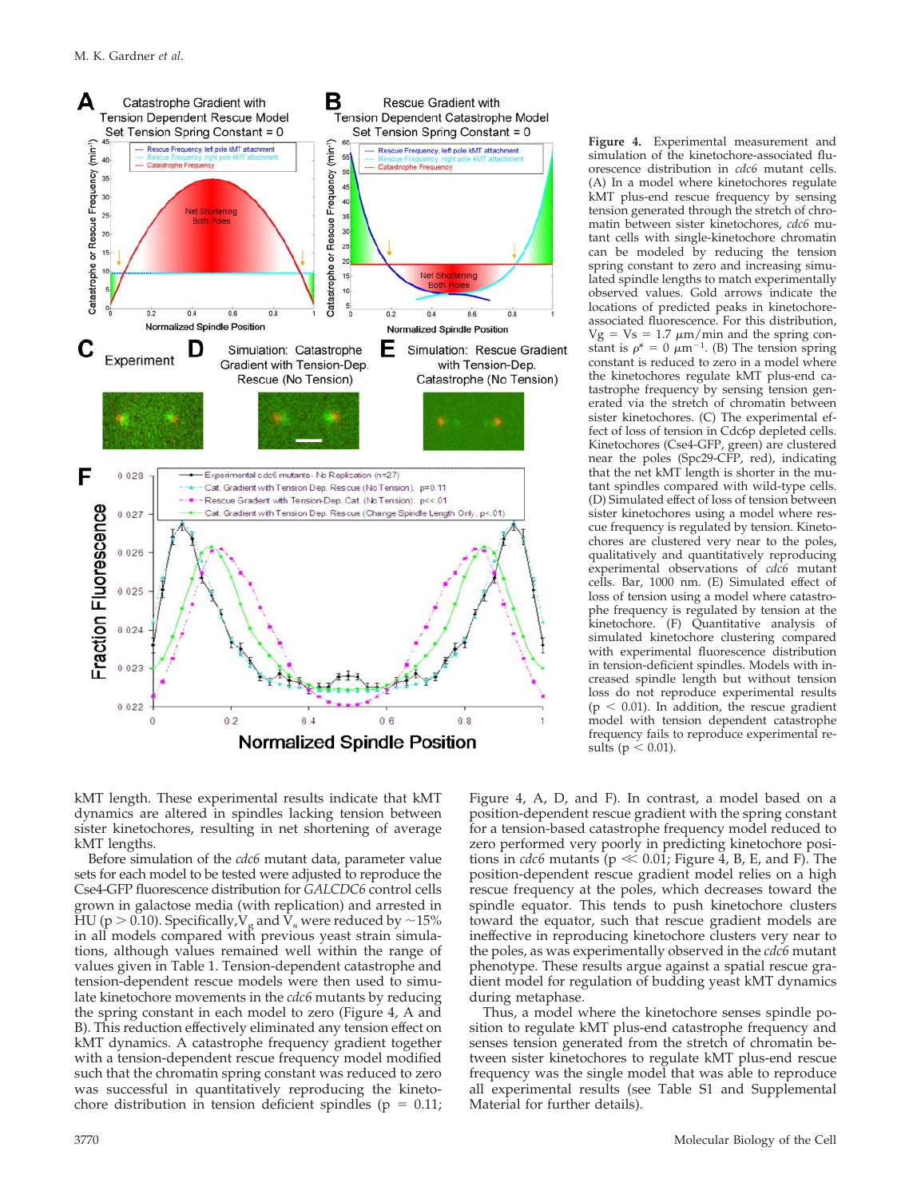**Figure 4.** Experimental measurement and simulation of the kinetochore-associated fluorescence distribution in *cdc6* mutant cells. (A) In a model where kinetochores regulate kMT plus-end rescue frequency by sensing tension generated through the stretch of chromatin between sister kinetochores, *cdc6* mutant cells with single-kinetochore chromatin can be modeled by reducing the tension spring constant to zero and increasing simulated spindle lengths to match experimentally observed values. Gold arrows indicate the locations of predicted peaks in kinetochore-associated fluorescence. For this distribution, Vg = Vs = 1.7 $\mu$m/min and the spring constant is $\rho^* = 0\ \mu m^{-1}$. (B) The tension spring constant is reduced to zero in a model where the kinetochores regulate kMT plus-end catastrophe frequency by sensing tension generated via the stretch of chromatin between sister kinetochores. (C) The experimental effect of loss of tension in Cdc6p depleted cells. Kinetochores (Cse4-GFP, green) are clustered near the poles (Spc29-CFP, red), indicating that the net kMT length is shorter in the mutant spindles compared with wild-type cells. (D) Simulated effect of loss of tension between sister kinetochores using a model where rescue frequency is regulated by tension. Kinetochores are clustered very near to the poles, qualitatively and quantitatively reproducing experimental observations of *cdc6* mutant cells. Bar, 1000 nm. (E) Simulated effect of loss of tension using a model where catastrophe frequency is regulated by tension at the kinetochore. (F) Quantitative analysis of simulated kinetochore clustering compared with experimental fluorescence distribution in tension-deficient spindles. Models with increased spindle length but without tension loss do not reproduce experimental results ($p < 0.01$). In addition, the rescue gradient model with tension dependent catastrophe frequency fails to reproduce experimental results ($p < 0.01$).

kMT length. These experimental results indicate that kMT dynamics are altered in spindles lacking tension between sister kinetochores, resulting in net shortening of average kMT lengths.

Before simulation of the *cdc6* mutant data, parameter value sets for each model to be tested were adjusted to reproduce the Cse4-GFP fluorescence distribution for *GALCDC6* control cells grown in galactose media (with replication) and arrested in HU ($p > 0.10$). Specifically, $V_g$ and $V_s$ were reduced by ~15% in all models compared with previous yeast strain simulations, although values remained well within the range of values given in Table 1. Tension-dependent catastrophe and tension-dependent rescue models were then used to simulate kinetochore movements in the *cdc6* mutants by reducing the spring constant in each model to zero (Figure 4, A and B). This reduction effectively eliminated any tension effect on kMT dynamics. A catastrophe frequency gradient together with a tension-dependent rescue frequency model modified such that the chromatin spring constant was reduced to zero was successful in quantitatively reproducing the kinetochore distribution in tension deficient spindles ($p = 0.11$; Figure 4, A, D, and F). In contrast, a model based on a position-dependent rescue gradient with the spring constant for a tension-based catastrophe frequency model reduced to zero performed very poorly in predicting kinetochore positions in *cdc6* mutants ($p \ll 0.01$; Figure 4, B, E, and F). The position-dependent rescue gradient model relies on a high rescue frequency at the poles, which decreases toward the spindle equator. This tends to push kinetochore clusters toward the equator, such that rescue gradient models are ineffective in reproducing kinetochore clusters very near to the poles, as was experimentally observed in the *cdc6* mutant phenotype. These results argue against a spatial rescue gradient model for regulation of budding yeast kMT dynamics during metaphase.

Thus, a model where the kinetochore senses spindle position to regulate kMT plus-end catastrophe frequency and senses tension generated from the stretch of chromatin between sister kinetochores to regulate kMT plus-end rescue frequency was the single model that was able to reproduce all experimental results (see Table S1 and Supplemental Material for further details).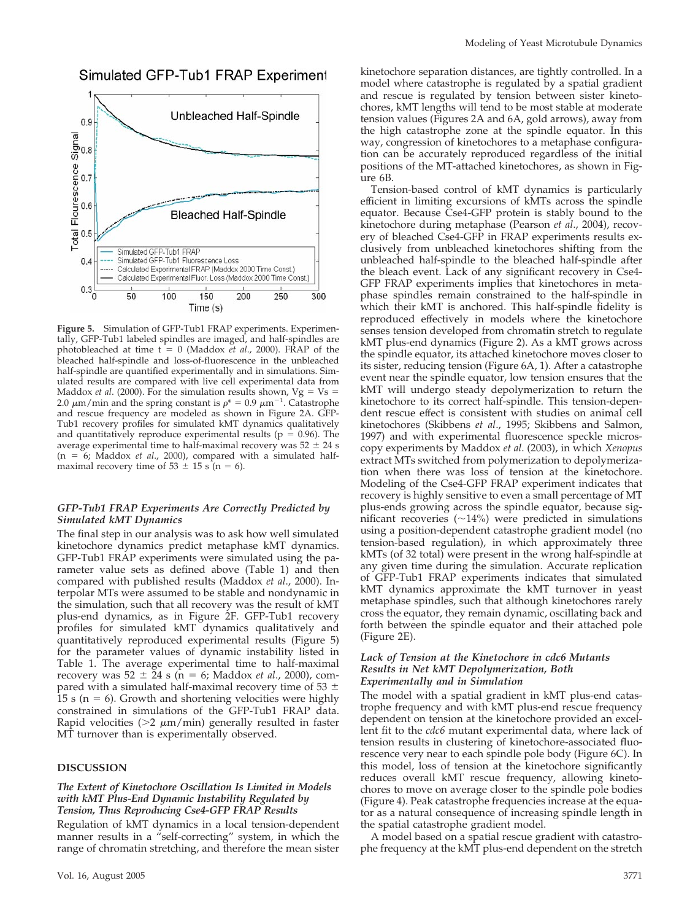Figure 5. Simulation of GFP-Tub1 FRAP experiments. Experimentally, GFP-Tub1 labeled spindles are imaged, and half-spindles are photobleached at time t = 0 (Maddox *et al*., 2000). FRAP of the bleached half-spindle and loss-of-fluorescence in the unbleached half-spindle are quantified experimentally and in simulations. Simulated results are compared with live cell experimental data from Maddox *et al*. (2000). For the simulation results shown, Vg = Vs = 2.0 μm/min and the spring constant is $\rho^* = 0.9\ \mu m^{-1}$. Catastrophe and rescue frequency are modeled as shown in Figure 2A. GFP-Tub1 recovery profiles for simulated kMT dynamics qualitatively and quantitatively reproduce experimental results ($p = 0.96$). The average experimental time to half-maximal recovery was 52 ± 24 s (n = 6; Maddox *et al*., 2000), compared with a simulated half-maximal recovery time of 53 ± 15 s (n = 6).

### *GFP-Tub1 FRAP Experiments Are Correctly Predicted by Simulated kMT Dynamics*

The final step in our analysis was to ask how well simulated kinetochore dynamics predict metaphase kMT dynamics. GFP-Tub1 FRAP experiments were simulated using the parameter value sets as defined above (Table 1) and then compared with published results (Maddox *et al*., 2000). Interpolar MTs were assumed to be stable and nondynamic in the simulation, such that all recovery was the result of kMT plus-end dynamics, as in Figure 2F. GFP-Tub1 recovery profiles for simulated kMT dynamics qualitatively and quantitatively reproduced experimental results (Figure 5) for the parameter values of dynamic instability listed in Table 1. The average experimental time to half-maximal recovery was 52 ± 24 s (n = 6; Maddox *et al*., 2000), compared with a simulated half-maximal recovery time of 53 ± 15 s (n = 6). Growth and shortening velocities were highly constrained in simulations of the GFP-Tub1 FRAP data. Rapid velocities (>2 μm/min) generally resulted in faster MT turnover than is experimentally observed.

## DISCUSSION

### *The Extent of Kinetochore Oscillation Is Limited in Models with kMT Plus-End Dynamic Instability Regulated by Tension, Thus Reproducing Cse4-GFP FRAP Results*

Regulation of kMT dynamics in a local tension-dependent manner results in a "self-correcting" system, in which the range of chromatin stretching, and therefore the mean sister kinetochore separation distances, are tightly controlled. In a model where catastrophe is regulated by a spatial gradient and rescue is regulated by tension between sister kinetochores, kMT lengths will tend to be most stable at moderate tension values (Figures 2A and 6A, gold arrows), away from the high catastrophe zone at the spindle equator. In this way, congression of kinetochores to a metaphase configuration can be accurately reproduced regardless of the initial positions of the MT-attached kinetochores, as shown in Figure 6B.

Tension-based control of kMT dynamics is particularly efficient in limiting excursions of kMTs across the spindle equator. Because Cse4-GFP protein is stably bound to the kinetochore during metaphase (Pearson *et al*., 2004), recovery of bleached Cse4-GFP in FRAP experiments results exclusively from unbleached kinetochores shifting from the unbleached half-spindle to the bleached half-spindle after the bleach event. Lack of any significant recovery in Cse4-GFP FRAP experiments implies that kinetochores in metaphase spindles remain constrained to the half-spindle in which their kMT is anchored. This half-spindle fidelity is reproduced effectively in models where the kinetochore senses tension developed from chromatin stretch to regulate kMT plus-end dynamics (Figure 2). As a kMT grows across the spindle equator, its attached kinetochore moves closer to its sister, reducing tension (Figure 6A, 1). After a catastrophe event near the spindle equator, low tension ensures that the kMT will undergo steady depolymerization to return the kinetochore to its correct half-spindle. This tension-dependent rescue effect is consistent with studies on animal cell kinetochores (Skibbens *et al*., 1995; Skibbens and Salmon, 1997) and with experimental fluorescence speckle microscopy experiments by Maddox *et al*. (2003), in which *Xenopus* extract MTs switched from polymerization to depolymerization when there was loss of tension at the kinetochore. Modeling of the Cse4-GFP FRAP experiment indicates that recovery is highly sensitive to even a small percentage of MT plus-ends growing across the spindle equator, because significant recoveries (~14%) were predicted in simulations using a position-dependent catastrophe gradient model (no tension-based regulation), in which approximately three kMTs (of 32 total) were present in the wrong half-spindle at any given time during the simulation. Accurate replication of GFP-Tub1 FRAP experiments indicates that simulated kMT dynamics approximate the kMT turnover in yeast metaphase spindles, such that although kinetochores rarely cross the equator, they remain dynamic, oscillating back and forth between the spindle equator and their attached pole (Figure 2E).

### *Lack of Tension at the Kinetochore in cdc6 Mutants Results in Net kMT Depolymerization, Both Experimentally and in Simulation*

The model with a spatial gradient in kMT plus-end catastrophe frequency and with kMT plus-end rescue frequency dependent on tension at the kinetochore provided an excellent fit to the *cdc6* mutant experimental data, where lack of tension results in clustering of kinetochore-associated fluorescence very near to each spindle pole body (Figure 6C). In this model, loss of tension at the kinetochore significantly reduces overall kMT rescue frequency, allowing kinetochores to move on average closer to the spindle pole bodies (Figure 4). Peak catastrophe frequencies increase at the equator as a natural consequence of increasing spindle length in the spatial catastrophe gradient model.

A model based on a spatial rescue gradient with catastrophe frequency at the kMT plus-end dependent on the stretch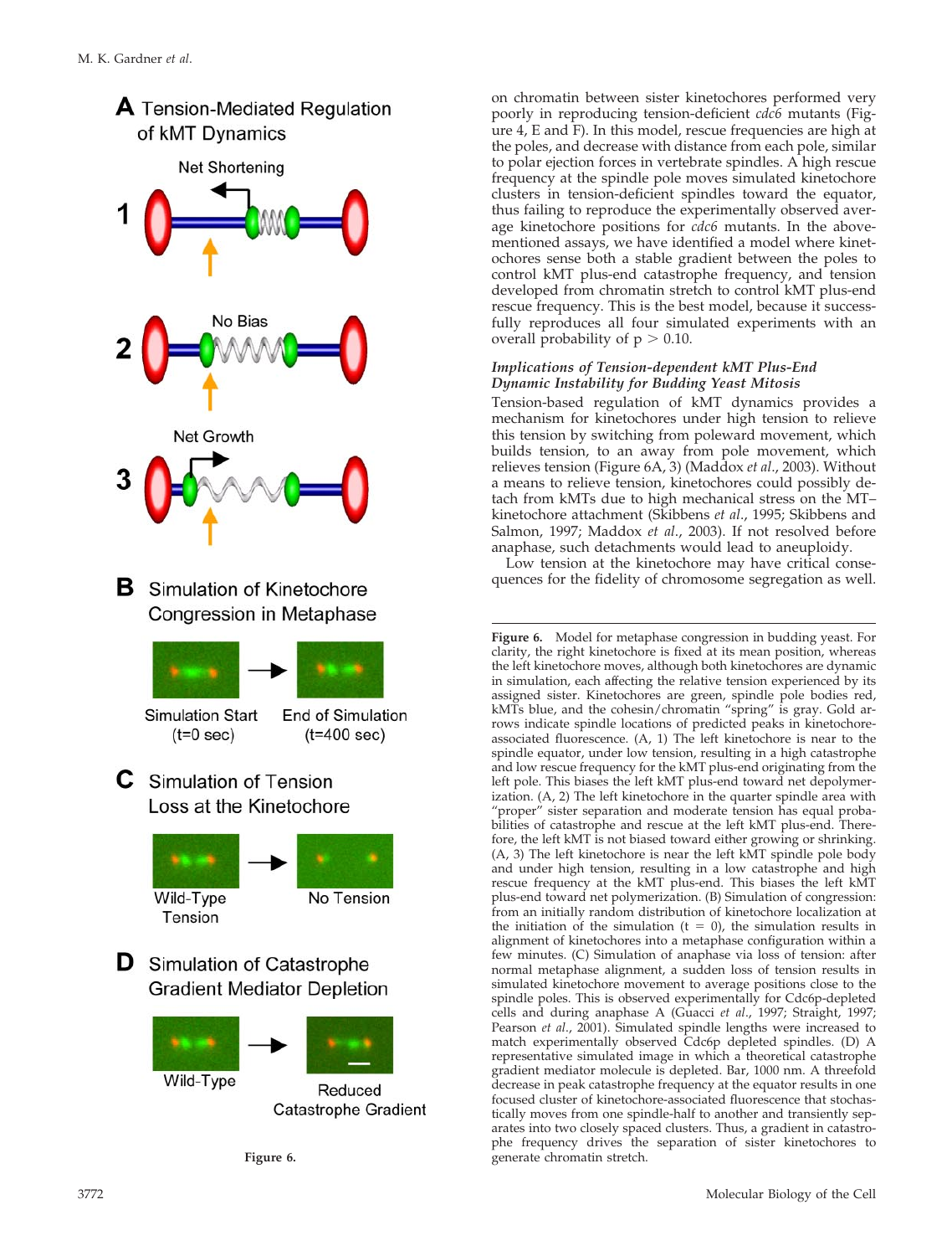on chromatin between sister kinetochores performed very poorly in reproducing tension-deficient *cdc6* mutants (Figure 4, E and F). In this model, rescue frequencies are high at the poles, and decrease with distance from each pole, similar to polar ejection forces in vertebrate spindles. A high rescue frequency at the spindle pole moves simulated kinetochore clusters in tension-deficient spindles toward the equator, thus failing to reproduce the experimentally observed average kinetochore positions for *cdc6* mutants. In the above-mentioned assays, we have identified a model where kinetochores sense both a stable gradient between the poles to control kMT plus-end catastrophe frequency, and tension developed from chromatin stretch to control kMT plus-end rescue frequency. This is the best model, because it successfully reproduces all four simulated experiments with an overall probability of $p > 0.10$.

### *Implications of Tension-dependent kMT Plus-End Dynamic Instability for Budding Yeast Mitosis*

Tension-based regulation of kMT dynamics provides a mechanism for kinetochores under high tension to relieve this tension by switching from poleward movement, which builds tension, to an away from pole movement, which relieves tension (Figure 6A, 3) (Maddox *et al.*, 2003). Without a means to relieve tension, kinetochores could possibly detach from kMTs due to high mechanical stress on the MT–kinetochore attachment (Skibbens *et al.*, 1995; Skibbens and Salmon, 1997; Maddox *et al.*, 2003). If not resolved before anaphase, such detachments would lead to aneuploidy.

Low tension at the kinetochore may have critical consequences for the fidelity of chromosome segregation as well.

**Figure 6.** Model for metaphase congression in budding yeast. For clarity, the right kinetochore is fixed at its mean position, whereas the left kinetochore moves, although both kinetochores are dynamic in simulation, each affecting the relative tension experienced by its assigned sister. Kinetochores are green, spindle pole bodies red, kMTs blue, and the cohesin/chromatin "spring" is gray. Gold arrows indicate spindle locations of predicted peaks in kinetochore-associated fluorescence. (A, 1) The left kinetochore is near to the spindle equator, under low tension, resulting in a high catastrophe and low rescue frequency for the kMT plus-end originating from the left pole. This biases the left kMT plus-end toward net depolymerization. (A, 2) The left kinetochore in the quarter spindle area with "proper" sister separation and moderate tension has equal probabilities of catastrophe and rescue at the left kMT plus-end. Therefore, the left kMT is not biased toward either growing or shrinking. (A, 3) The left kinetochore is near the left kMT spindle pole body and under high tension, resulting in a low catastrophe and high rescue frequency at the kMT plus-end. This biases the left kMT plus-end toward net polymerization. (B) Simulation of congression: from an initially random distribution of kinetochore localization at the initiation of the simulation ($t = 0$), the simulation results in alignment of kinetochores into a metaphase configuration within a few minutes. (C) Simulation of anaphase via loss of tension: after normal metaphase alignment, a sudden loss of tension results in simulated kinetochore movement to average positions close to the spindle poles. This is observed experimentally for Cdc6p-depleted cells and during anaphase A (Guacci *et al.*, 1997; Straight, 1997; Pearson *et al.*, 2001). Simulated spindle lengths were increased to match experimentally observed Cdc6p depleted spindles. (D) A representative simulated image in which a theoretical catastrophe gradient mediator molecule is depleted. Bar, 1000 nm. A threefold decrease in peak catastrophe frequency at the equator results in one focused cluster of kinetochore-associated fluorescence that stochastically moves from one spindle-half to another and transiently separates into two closely spaced clusters. Thus, a gradient in catastrophe frequency drives the separation of sister kinetochores to generate chromatin stretch.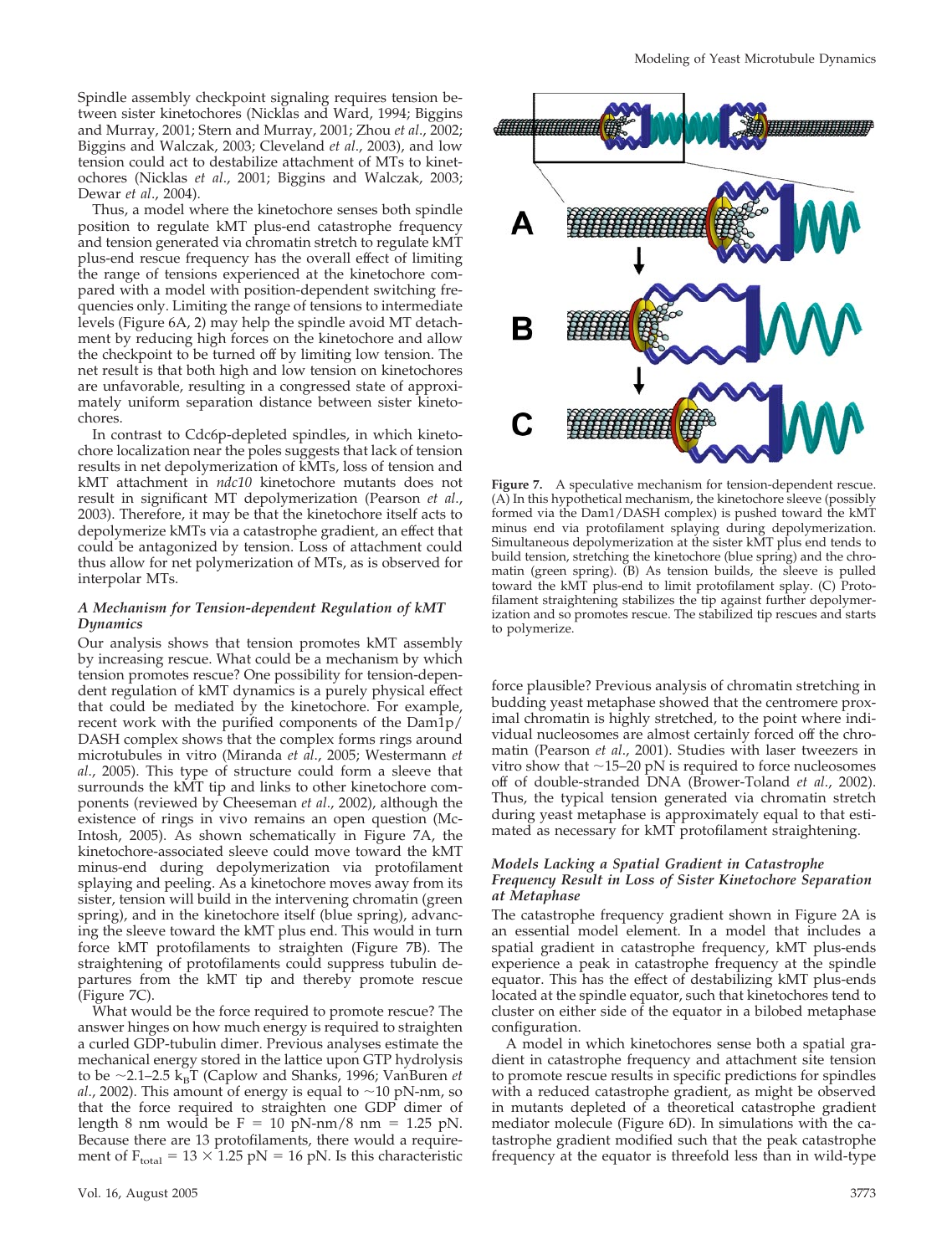Spindle assembly checkpoint signaling requires tension between sister kinetochores (Nicklas and Ward, 1994; Biggins and Murray, 2001; Stern and Murray, 2001; Zhou *et al*., 2002; Biggins and Walczak, 2003; Cleveland *et al*., 2003), and low tension could act to destabilize attachment of MTs to kinetochores (Nicklas *et al*., 2001; Biggins and Walczak, 2003; Dewar *et al*., 2004).

Thus, a model where the kinetochore senses both spindle position to regulate kMT plus-end catastrophe frequency and tension generated via chromatin stretch to regulate kMT plus-end rescue frequency has the overall effect of limiting the range of tensions experienced at the kinetochore compared with a model with position-dependent switching frequencies only. Limiting the range of tensions to intermediate levels (Figure 6A, 2) may help the spindle avoid MT detachment by reducing high forces on the kinetochore and allow the checkpoint to be turned off by limiting low tension. The net result is that both high and low tension on kinetochores are unfavorable, resulting in a congressed state of approximately uniform separation distance between sister kinetochores.

In contrast to Cdc6p-depleted spindles, in which kinetochore localization near the poles suggests that lack of tension results in net depolymerization of kMTs, loss of tension and kMT attachment in *ndc10* kinetochore mutants does not result in significant MT depolymerization (Pearson *et al*., 2003). Therefore, it may be that the kinetochore itself acts to depolymerize kMTs via a catastrophe gradient, an effect that could be antagonized by tension. Loss of attachment could thus allow for net polymerization of MTs, as is observed for interpolar MTs.

### *A Mechanism for Tension-dependent Regulation of kMT Dynamics*

Our analysis shows that tension promotes kMT assembly by increasing rescue. What could be a mechanism by which tension promotes rescue? One possibility for tension-dependent regulation of kMT dynamics is a purely physical effect that could be mediated by the kinetochore. For example, recent work with the purified components of the Dam1p/DASH complex shows that the complex forms rings around microtubules in vitro (Miranda *et al*., 2005; Westermann *et al*., 2005). This type of structure could form a sleeve that surrounds the kMT tip and links to other kinetochore components (reviewed by Cheeseman *et al*., 2002), although the existence of rings in vivo remains an open question (McIntosh, 2005). As shown schematically in Figure 7A, the kinetochore-associated sleeve could move toward the kMT minus-end during depolymerization via protofilament splaying and peeling. As a kinetochore moves away from its sister, tension will build in the intervening chromatin (green spring), and in the kinetochore itself (blue spring), advancing the sleeve toward the kMT plus end. This would in turn force kMT protofilaments to straighten (Figure 7B). The straightening of protofilaments could suppress tubulin departures from the kMT tip and thereby promote rescue (Figure 7C).

What would be the force required to promote rescue? The answer hinges on how much energy is required to straighten a curled GDP-tubulin dimer. Previous analyses estimate the mechanical energy stored in the lattice upon GTP hydrolysis to be ~2.1–2.5 $k_BT$ (Caplow and Shanks, 1996; VanBuren *et al*., 2002). This amount of energy is equal to ~10 pN-nm, so that the force required to straighten one GDP dimer of length 8 nm would be $F = 10$ pN-nm/8 nm $= 1.25$ pN. Because there are 13 protofilaments, there would a requirement of $F_{total} = 13 \times 1.25$ pN $= 16$ pN. Is this characteristic force plausible? Previous analysis of chromatin stretching in budding yeast metaphase showed that the centromere proximal chromatin is highly stretched, to the point where individual nucleosomes are almost certainly forced off the chromatin (Pearson *et al*., 2001). Studies with laser tweezers in vitro show that ~15–20 pN is required to force nucleosomes off of double-stranded DNA (Brower-Toland *et al*., 2002). Thus, the typical tension generated via chromatin stretch during yeast metaphase is approximately equal to that estimated as necessary for kMT protofilament straightening.

**Figure 7.** A speculative mechanism for tension-dependent rescue. (A) In this hypothetical mechanism, the kinetochore sleeve (possibly formed via the Dam1/DASH complex) is pushed toward the kMT minus end via protofilament splaying during depolymerization. Simultaneous depolymerization at the sister kMT plus end tends to build tension, stretching the kinetochore (blue spring) and the chromatin (green spring). (B) As tension builds, the sleeve is pulled toward the kMT plus-end to limit protofilament splay. (C) Protofilament straightening stabilizes the tip against further depolymerization and so promotes rescue. The stabilized tip rescues and starts to polymerize.

### *Models Lacking a Spatial Gradient in Catastrophe Frequency Result in Loss of Sister Kinetochore Separation at Metaphase*

The catastrophe frequency gradient shown in Figure 2A is an essential model element. In a model that includes a spatial gradient in catastrophe frequency, kMT plus-ends experience a peak in catastrophe frequency at the spindle equator. This has the effect of destabilizing kMT plus-ends located at the spindle equator, such that kinetochores tend to cluster on either side of the equator in a bilobed metaphase configuration.

A model in which kinetochores sense both a spatial gradient in catastrophe frequency and attachment site tension to promote rescue results in specific predictions for spindles with a reduced catastrophe gradient, as might be observed in mutants depleted of a theoretical catastrophe gradient mediator molecule (Figure 6D). In simulations with the catastrophe gradient modified such that the peak catastrophe frequency at the equator is threefold less than in wild-type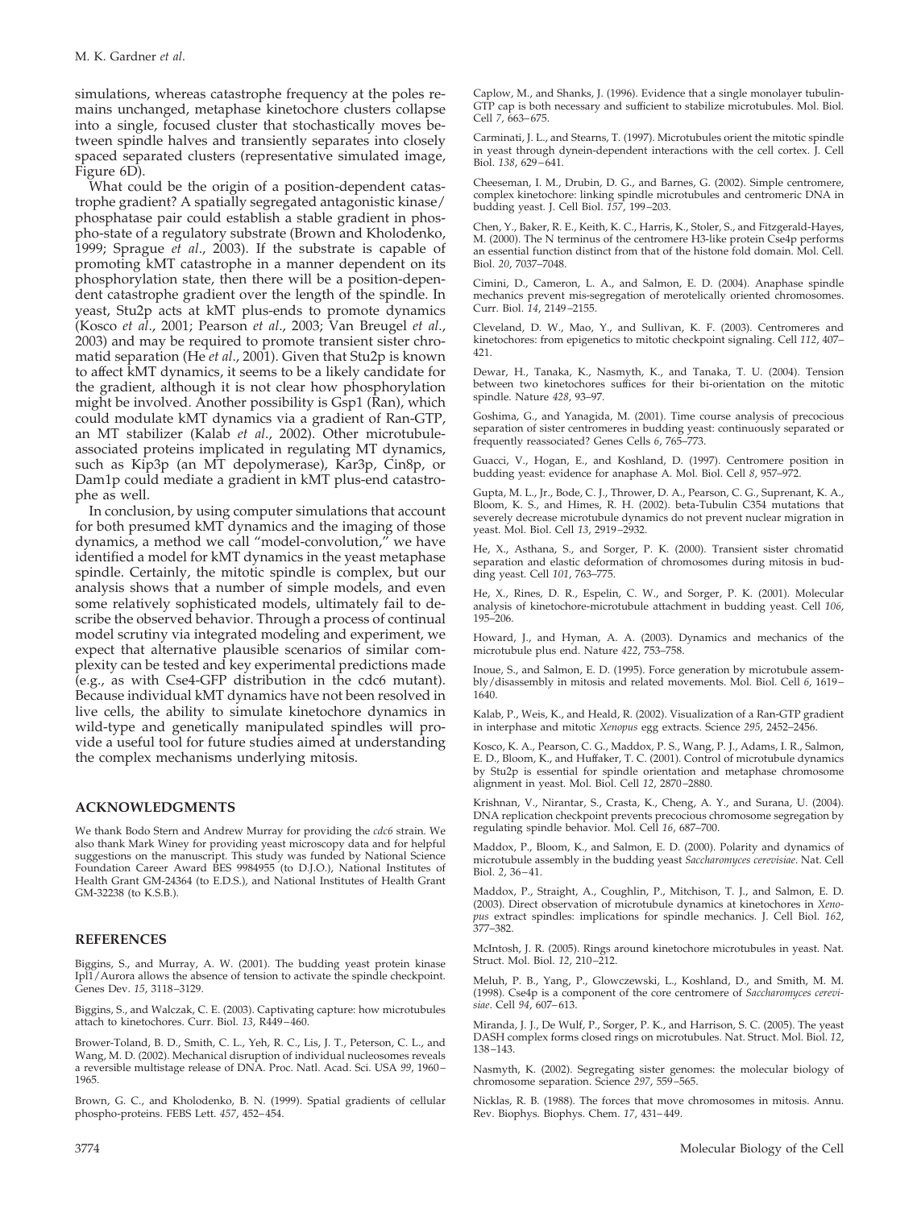simulations, whereas catastrophe frequency at the poles remains unchanged, metaphase kinetochore clusters collapse into a single, focused cluster that stochastically moves between spindle halves and transiently separates into closely spaced separated clusters (representative simulated image, Figure 6D).

What could be the origin of a position-dependent catastrophe gradient? A spatially segregated antagonistic kinase/phosphatase pair could establish a stable gradient in phospho-state of a regulatory substrate (Brown and Kholodenko, 1999; Sprague *et al*., 2003). If the substrate is capable of promoting kMT catastrophe in a manner dependent on its phosphorylation state, then there will be a position-dependent catastrophe gradient over the length of the spindle. In yeast, Stu2p acts at kMT plus-ends to promote dynamics (Kosco *et al*., 2001; Pearson *et al*., 2003; Van Breugel *et al*., 2003) and may be required to promote transient sister chromatid separation (He *et al*., 2001). Given that Stu2p is known to affect kMT dynamics, it seems to be a likely candidate for the gradient, although it is not clear how phosphorylation might be involved. Another possibility is Gsp1 (Ran), which could modulate kMT dynamics via a gradient of Ran-GTP, an MT stabilizer (Kalab *et al*., 2002). Other microtubule-associated proteins implicated in regulating MT dynamics, such as Kip3p (an MT depolymerase), Kar3p, Cin8p, or Dam1p could mediate a gradient in kMT plus-end catastrophe as well.

In conclusion, by using computer simulations that account for both presumed kMT dynamics and the imaging of those dynamics, a method we call "model-convolution," we have identified a model for kMT dynamics in the yeast metaphase spindle. Certainly, the mitotic spindle is complex, but our analysis shows that a number of simple models, and even some relatively sophisticated models, ultimately fail to describe the observed behavior. Through a process of continual model scrutiny via integrated modeling and experiment, we expect that alternative plausible scenarios of similar complexity can be tested and key experimental predictions made (e.g., as with Cse4-GFP distribution in the cdc6 mutant). Because individual kMT dynamics have not been resolved in live cells, the ability to simulate kinetochore dynamics in wild-type and genetically manipulated spindles will provide a useful tool for future studies aimed at understanding the complex mechanisms underlying mitosis.

## ACKNOWLEDGMENTS

We thank Bodo Stern and Andrew Murray for providing the *cdc6* strain. We also thank Mark Winey for providing yeast microscopy data and for helpful suggestions on the manuscript. This study was funded by National Science Foundation Career Award BES 9984955 (to D.J.O.), National Institutes of Health Grant GM-24364 (to E.D.S.), and National Institutes of Health Grant GM-32238 (to K.S.B.).

## REFERENCES

Biggins, S., and Murray, A. W. (2001). The budding yeast protein kinase Ipl1/Aurora allows the absence of tension to activate the spindle checkpoint. Genes Dev. *15*, 3118–3129.

Biggins, S., and Walczak, C. E. (2003). Captivating capture: how microtubules attach to kinetochores. Curr. Biol. *13*, R449–460.

Brower-Toland, B. D., Smith, C. L., Yeh, R. C., Lis, J. T., Peterson, C. L., and Wang, M. D. (2002). Mechanical disruption of individual nucleosomes reveals a reversible multistage release of DNA. Proc. Natl. Acad. Sci. USA *99*, 1960–1965.

Brown, G. C., and Kholodenko, B. N. (1999). Spatial gradients of cellular phospho-proteins. FEBS Lett. *457*, 452–454.

Caplow, M., and Shanks, J. (1996). Evidence that a single monolayer tubulin-GTP cap is both necessary and sufficient to stabilize microtubules. Mol. Biol. Cell *7*, 663–675.

Carminati, J. L., and Stearns, T. (1997). Microtubules orient the mitotic spindle in yeast through dynein-dependent interactions with the cell cortex. J. Cell Biol. *138*, 629–641.

Cheeseman, I. M., Drubin, D. G., and Barnes, G. (2002). Simple centromere, complex kinetochore: linking spindle microtubules and centromeric DNA in budding yeast. J. Cell Biol. *157*, 199–203.

Chen, Y., Baker, R. E., Keith, K. C., Harris, K., Stoler, S., and Fitzgerald-Hayes, M. (2000). The N terminus of the centromere H3-like protein Cse4p performs an essential function distinct from that of the histone fold domain. Mol. Cell. Biol. *20*, 7037–7048.

Cimini, D., Cameron, L. A., and Salmon, E. D. (2004). Anaphase spindle mechanics prevent mis-segregation of merotelically oriented chromosomes. Curr. Biol. *14*, 2149–2155.

Cleveland, D. W., Mao, Y., and Sullivan, K. F. (2003). Centromeres and kinetochores: from epigenetics to mitotic checkpoint signaling. Cell *112*, 407–421.

Dewar, H., Tanaka, K., Nasmyth, K., and Tanaka, T. U. (2004). Tension between two kinetochores suffices for their bi-orientation on the mitotic spindle. Nature *428*, 93–97.

Goshima, G., and Yanagida, M. (2001). Time course analysis of precocious separation of sister centromeres in budding yeast: continuously separated or frequently reassociated? Genes Cells *6*, 765–773.

Guacci, V., Hogan, E., and Koshland, D. (1997). Centromere position in budding yeast: evidence for anaphase A. Mol. Biol. Cell *8*, 957–972.

Gupta, M. L., Jr., Bode, C. J., Thrower, D. A., Pearson, C. G., Suprenant, K. A., Bloom, K. S., and Himes, R. H. (2002). beta-Tubulin C354 mutations that severely decrease microtubule dynamics do not prevent nuclear migration in yeast. Mol. Biol. Cell *13*, 2919–2932.

He, X., Asthana, S., and Sorger, P. K. (2000). Transient sister chromatid separation and elastic deformation of chromosomes during mitosis in budding yeast. Cell *101*, 763–775.

He, X., Rines, D. R., Espelin, C. W., and Sorger, P. K. (2001). Molecular analysis of kinetochore-microtubule attachment in budding yeast. Cell *106*, 195–206.

Howard, J., and Hyman, A. A. (2003). Dynamics and mechanics of the microtubule plus end. Nature *422*, 753–758.

Inoue, S., and Salmon, E. D. (1995). Force generation by microtubule assembly/disassembly in mitosis and related movements. Mol. Biol. Cell *6*, 1619–1640.

Kalab, P., Weis, K., and Heald, R. (2002). Visualization of a Ran-GTP gradient in interphase and mitotic *Xenopus* egg extracts. Science *295*, 2452–2456.

Kosco, K. A., Pearson, C. G., Maddox, P. S., Wang, P. J., Adams, I. R., Salmon, E. D., Bloom, K., and Huffaker, T. C. (2001). Control of microtubule dynamics by Stu2p is essential for spindle orientation and metaphase chromosome alignment in yeast. Mol. Biol. Cell *12*, 2870–2880.

Krishnan, V., Nirantar, S., Crasta, K., Cheng, A. Y., and Surana, U. (2004). DNA replication checkpoint prevents precocious chromosome segregation by regulating spindle behavior. Mol. Cell *16*, 687–700.

Maddox, P., Bloom, K., and Salmon, E. D. (2000). Polarity and dynamics of microtubule assembly in the budding yeast *Saccharomyces cerevisiae*. Nat. Cell Biol. *2*, 36–41.

Maddox, P., Straight, A., Coughlin, P., Mitchison, T. J., and Salmon, E. D. (2003). Direct observation of microtubule dynamics at kinetochores in *Xenopus* extract spindles: implications for spindle mechanics. J. Cell Biol. *162*, 377–382.

McIntosh, J. R. (2005). Rings around kinetochore microtubules in yeast. Nat. Struct. Mol. Biol. *12*, 210–212.

Meluh, P. B., Yang, P., Glowczewski, L., Koshland, D., and Smith, M. M. (1998). Cse4p is a component of the core centromere of *Saccharomyces cerevisiae*. Cell *94*, 607–613.

Miranda, J. J., De Wulf, P., Sorger, P. K., and Harrison, S. C. (2005). The yeast DASH complex forms closed rings on microtubules. Nat. Struct. Mol. Biol. *12*, 138–143.

Nasmyth, K. (2002). Segregating sister genomes: the molecular biology of chromosome separation. Science *297*, 559–565.

Nicklas, R. B. (1988). The forces that move chromosomes in mitosis. Annu. Rev. Biophys. Biophys. Chem. *17*, 431–449.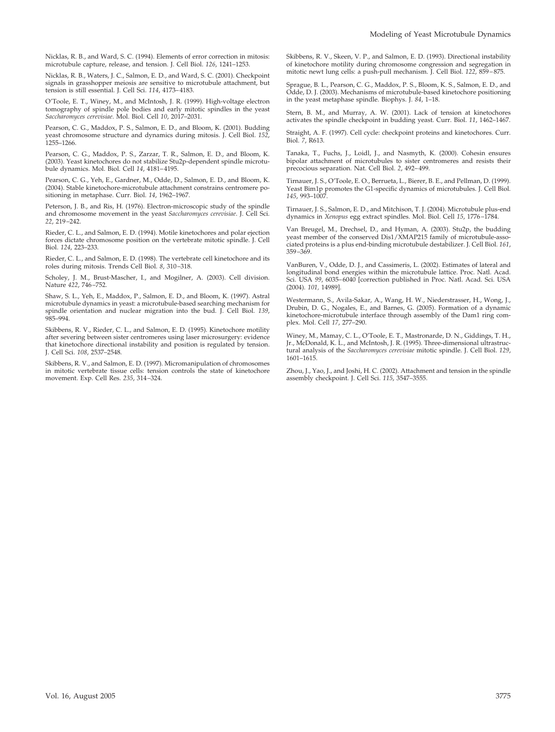Nicklas, R. B., and Ward, S. C. (1994). Elements of error correction in mitosis: microtubule capture, release, and tension. J. Cell Biol. *126*, 1241–1253.

Nicklas, R. B., Waters, J. C., Salmon, E. D., and Ward, S. C. (2001). Checkpoint signals in grasshopper meiosis are sensitive to microtubule attachment, but tension is still essential. J. Cell Sci. *114*, 4173–4183.

O'Toole, E. T., Winey, M., and McIntosh, J. R. (1999). High-voltage electron tomography of spindle pole bodies and early mitotic spindles in the yeast *Saccharomyces cerevisiae*. Mol. Biol. Cell *10*, 2017–2031.

Pearson, C. G., Maddox, P. S., Salmon, E. D., and Bloom, K. (2001). Budding yeast chromosome structure and dynamics during mitosis. J. Cell Biol. *152*, 1255–1266.

Pearson, C. G., Maddox, P. S., Zarzar, T. R., Salmon, E. D., and Bloom, K. (2003). Yeast kinetochores do not stabilize Stu2p-dependent spindle microtubule dynamics. Mol. Biol. Cell *14*, 4181–4195.

Pearson, C. G., Yeh, E., Gardner, M., Odde, D., Salmon, E. D., and Bloom, K. (2004). Stable kinetochore-microtubule attachment constrains centromere positioning in metaphase. Curr. Biol. *14*, 1962–1967.

Peterson, J. B., and Ris, H. (1976). Electron-microscopic study of the spindle and chromosome movement in the yeast *Saccharomyces cerevisiae*. J. Cell Sci. *22*, 219–242.

Rieder, C. L., and Salmon, E. D. (1994). Motile kinetochores and polar ejection forces dictate chromosome position on the vertebrate mitotic spindle. J. Cell Biol. *124*, 223–233.

Rieder, C. L., and Salmon, E. D. (1998). The vertebrate cell kinetochore and its roles during mitosis. Trends Cell Biol. *8*, 310–318.

Scholey, J. M., Brust-Mascher, I., and Mogilner, A. (2003). Cell division. Nature *422*, 746–752.

Shaw, S. L., Yeh, E., Maddox, P., Salmon, E. D., and Bloom, K. (1997). Astral microtubule dynamics in yeast: a microtubule-based searching mechanism for spindle orientation and nuclear migration into the bud. J. Cell Biol. *139*, 985–994.

Skibbens, R. V., Rieder, C. L., and Salmon, E. D. (1995). Kinetochore motility after severing between sister centromeres using laser microsurgery: evidence that kinetochore directional instability and position is regulated by tension. J. Cell Sci. *108*, 2537–2548.

Skibbens, R. V., and Salmon, E. D. (1997). Micromanipulation of chromosomes in mitotic vertebrate tissue cells: tension controls the state of kinetochore movement. Exp. Cell Res. *235*, 314–324.

Skibbens, R. V., Skeen, V. P., and Salmon, E. D. (1993). Directional instability of kinetochore motility during chromosome congression and segregation in mitotic newt lung cells: a push-pull mechanism. J. Cell Biol. *122*, 859–875.

Sprague, B. L., Pearson, C. G., Maddox, P. S., Bloom, K. S., Salmon, E. D., and Odde, D. J. (2003). Mechanisms of microtubule-based kinetochore positioning in the yeast metaphase spindle. Biophys. J. *84*, 1–18.

Stern, B. M., and Murray, A. W. (2001). Lack of tension at kinetochores activates the spindle checkpoint in budding yeast. Curr. Biol. *11*, 1462–1467.

Straight, A. F. (1997). Cell cycle: checkpoint proteins and kinetochores. Curr. Biol. *7*, R613.

Tanaka, T., Fuchs, J., Loidl, J., and Nasmyth, K. (2000). Cohesin ensures bipolar attachment of microtubules to sister centromeres and resists their precocious separation. Nat. Cell Biol. *2*, 492–499.

Tirnauer, J. S., O'Toole, E. O., Berrueta, L., Bierer, B. E., and Pellman, D. (1999). Yeast Bim1p promotes the G1-specific dynamics of microtubules. J. Cell Biol. *145*, 993–1007.

Tirnauer, J. S., Salmon, E. D., and Mitchison, T. J. (2004). Microtubule plus-end dynamics in *Xenopus* egg extract spindles. Mol. Biol. Cell *15*, 1776–1784.

Van Breugel, M., Drechsel, D., and Hyman, A. (2003). Stu2p, the budding yeast member of the conserved Dis1/XMAP215 family of microtubule-associated proteins is a plus end-binding microtubule destabilizer. J. Cell Biol. *161*, 359–369.

VanBuren, V., Odde, D. J., and Cassimeris, L. (2002). Estimates of lateral and longitudinal bond energies within the microtubule lattice. Proc. Natl. Acad. Sci. USA *99*, 6035–6040 [correction published in Proc. Natl. Acad. Sci. USA (2004). *101*, 14989].

Westermann, S., Avila-Sakar, A., Wang, H. W., Niederstrasser, H., Wong, J., Drubin, D. G., Nogales, E., and Barnes, G. (2005). Formation of a dynamic kinetochore-microtubule interface through assembly of the Dam1 ring complex. Mol. Cell *17*, 277–290.

Winey, M., Mamay, C. L., O'Toole, E. T., Mastronarde, D. N., Giddings, T. H., Jr., McDonald, K. L., and McIntosh, J. R. (1995). Three-dimensional ultrastructural analysis of the *Saccharomyces cerevisiae* mitotic spindle. J. Cell Biol. *129*, 1601–1615.

Zhou, J., Yao, J., and Joshi, H. C. (2002). Attachment and tension in the spindle assembly checkpoint. J. Cell Sci. *115*, 3547–3555.